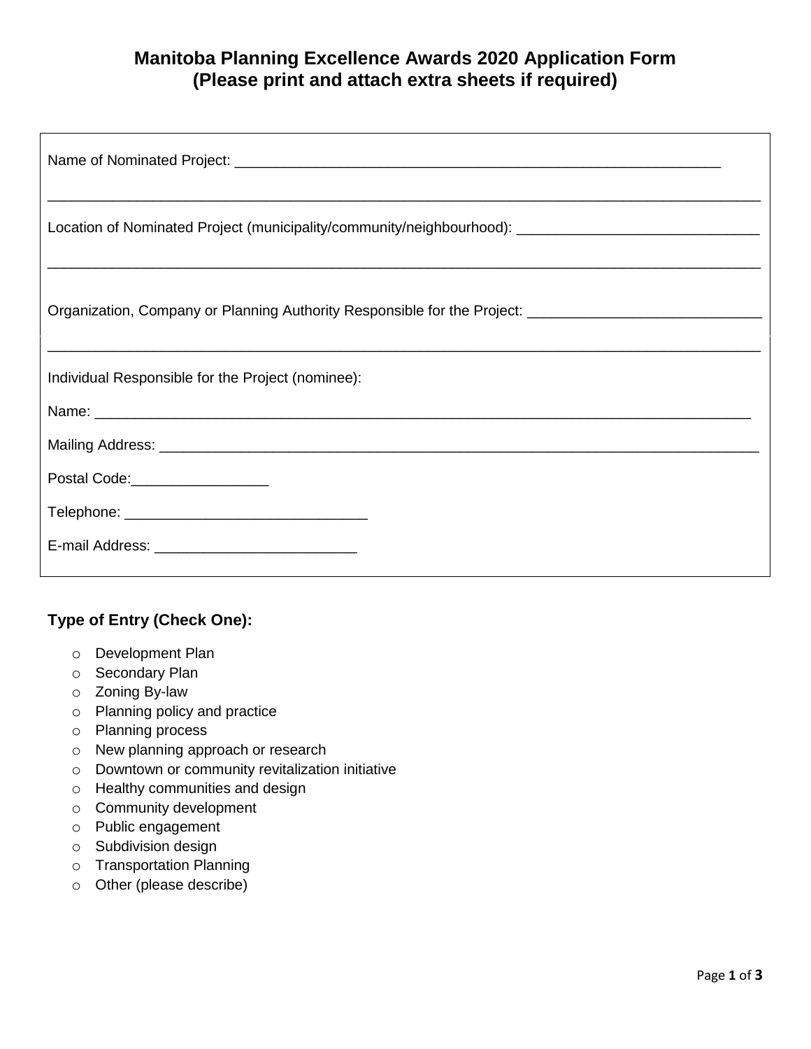# Manitoba Planning Excellence Awards 2020 Application Form
## (Please print and attach extra sheets if required)

Name of Nominated Project: ______________________________________________________________

_____________________________________________________________________________________________

Location of Nominated Project (municipality/community/neighbourhood): ______________________________

_____________________________________________________________________________________________

Organization, Company or Planning Authority Responsible for the Project: ____________________________

_____________________________________________________________________________________________

Individual Responsible for the Project (nominee):

Name: _______________________________________________________________________________________

Mailing Address: ______________________________________________________________________________

Postal Code:_________________

Telephone: ______________________________

E-mail Address: _________________________

### Type of Entry (Check One):

- ○ Development Plan
- ○ Secondary Plan
- ○ Zoning By-law
- ○ Planning policy and practice
- ○ Planning process
- ○ New planning approach or research
- ○ Downtown or community revitalization initiative
- ○ Healthy communities and design
- ○ Community development
- ○ Public engagement
- ○ Subdivision design
- ○ Transportation Planning
- ○ Other (please describe)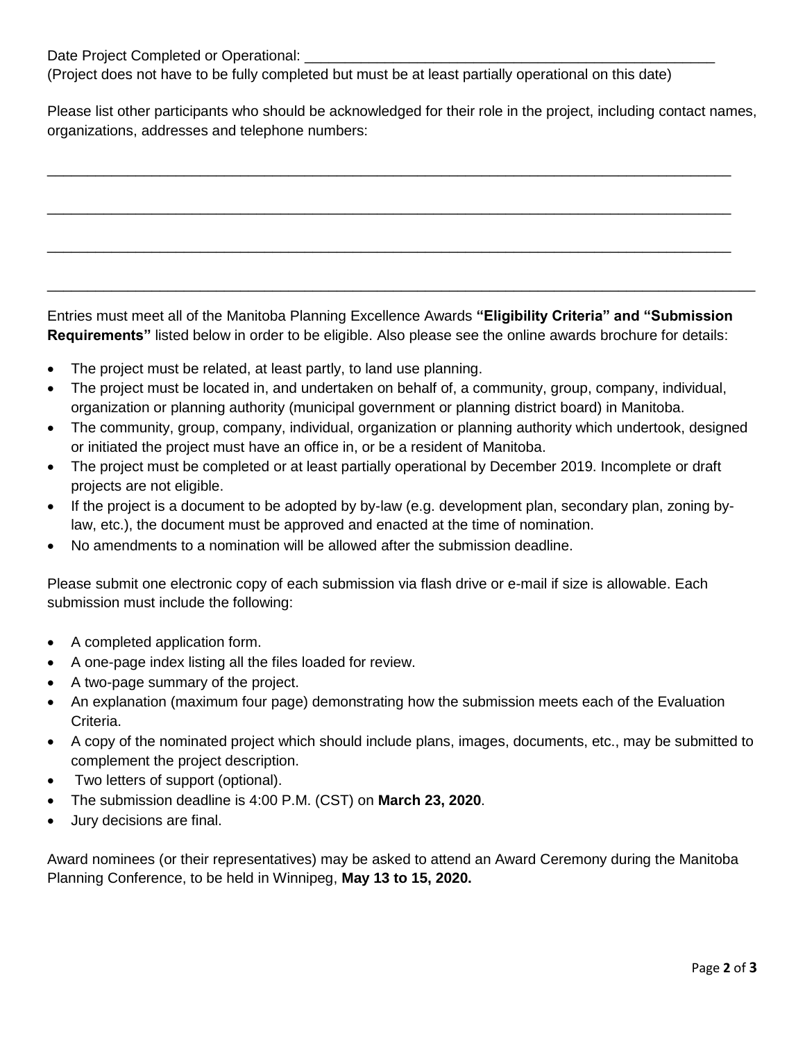Date Project Completed or Operational: ____________________________________________________

(Project does not have to be fully completed but must be at least partially operational on this date)

Please list other participants who should be acknowledged for their role in the project, including contact names, organizations, addresses and telephone numbers:

______________________________________________________________________________________

______________________________________________________________________________________

______________________________________________________________________________________

______________________________________________________________________________________

Entries must meet all of the Manitoba Planning Excellence Awards **"Eligibility Criteria" and "Submission Requirements"** listed below in order to be eligible. Also please see the online awards brochure for details:

- The project must be related, at least partly, to land use planning.
- The project must be located in, and undertaken on behalf of, a community, group, company, individual, organization or planning authority (municipal government or planning district board) in Manitoba.
- The community, group, company, individual, organization or planning authority which undertook, designed or initiated the project must have an office in, or be a resident of Manitoba.
- The project must be completed or at least partially operational by December 2019. Incomplete or draft projects are not eligible.
- If the project is a document to be adopted by by-law (e.g. development plan, secondary plan, zoning by-law, etc.), the document must be approved and enacted at the time of nomination.
- No amendments to a nomination will be allowed after the submission deadline.

Please submit one electronic copy of each submission via flash drive or e-mail if size is allowable. Each submission must include the following:

- A completed application form.
- A one-page index listing all the files loaded for review.
- A two-page summary of the project.
- An explanation (maximum four page) demonstrating how the submission meets each of the Evaluation Criteria.
- A copy of the nominated project which should include plans, images, documents, etc., may be submitted to complement the project description.
- Two letters of support (optional).
- The submission deadline is 4:00 P.M. (CST) on **March 23, 2020**.
- Jury decisions are final.

Award nominees (or their representatives) may be asked to attend an Award Ceremony during the Manitoba Planning Conference, to be held in Winnipeg, **May 13 to 15, 2020.**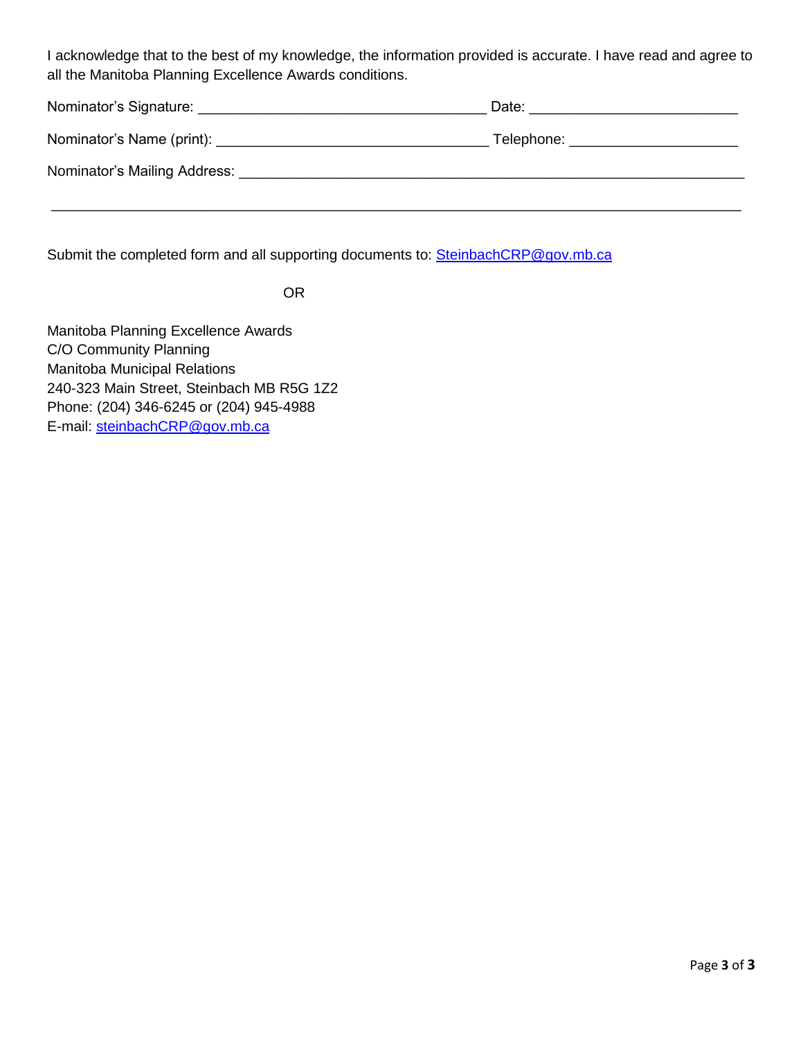I acknowledge that to the best of my knowledge, the information provided is accurate. I have read and agree to all the Manitoba Planning Excellence Awards conditions.

Nominator's Signature: ___________________________________ Date: _________________________

Nominator's Name (print): _________________________________ Telephone: ____________________

Nominator's Mailing Address: _______________________________________________________________

_____________________________________________________________________________________

Submit the completed form and all supporting documents to: SteinbachCRP@gov.mb.ca

OR

Manitoba Planning Excellence Awards
C/O Community Planning
Manitoba Municipal Relations
240-323 Main Street, Steinbach MB R5G 1Z2
Phone: (204) 346-6245 or (204) 945-4988
E-mail: steinbachCRP@gov.mb.ca